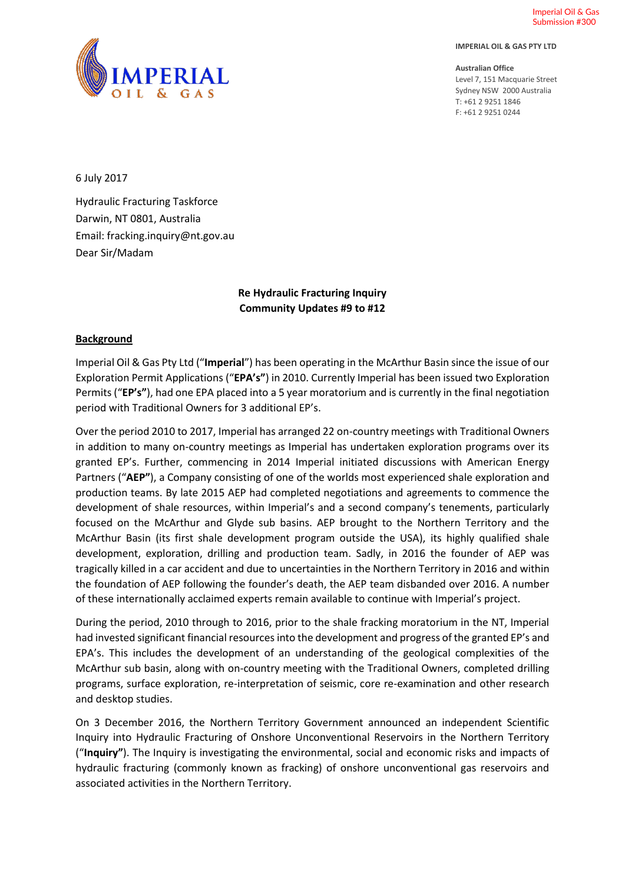Imperial Oil & Gas
Submission #300

**IMPERIAL OIL & GAS PTY LTD**

**Australian Office**
Level 7, 151 Macquarie Street
Sydney NSW 2000 Australia
T: +61 2 9251 1846
F: +61 2 9251 0244

6 July 2017

Hydraulic Fracturing Taskforce
Darwin, NT 0801, Australia
Email: fracking.inquiry@nt.gov.au
Dear Sir/Madam

**Re Hydraulic Fracturing Inquiry**
**Community Updates #9 to #12**

**Background**

Imperial Oil & Gas Pty Ltd ("**Imperial**") has been operating in the McArthur Basin since the issue of our Exploration Permit Applications ("**EPA's"**) in 2010. Currently Imperial has been issued two Exploration Permits ("**EP's"**), had one EPA placed into a 5 year moratorium and is currently in the final negotiation period with Traditional Owners for 3 additional EP's.

Over the period 2010 to 2017, Imperial has arranged 22 on-country meetings with Traditional Owners in addition to many on-country meetings as Imperial has undertaken exploration programs over its granted EP's. Further, commencing in 2014 Imperial initiated discussions with American Energy Partners ("**AEP"**), a Company consisting of one of the worlds most experienced shale exploration and production teams. By late 2015 AEP had completed negotiations and agreements to commence the development of shale resources, within Imperial's and a second company's tenements, particularly focused on the McArthur and Glyde sub basins. AEP brought to the Northern Territory and the McArthur Basin (its first shale development program outside the USA), its highly qualified shale development, exploration, drilling and production team. Sadly, in 2016 the founder of AEP was tragically killed in a car accident and due to uncertainties in the Northern Territory in 2016 and within the foundation of AEP following the founder's death, the AEP team disbanded over 2016. A number of these internationally acclaimed experts remain available to continue with Imperial's project.

During the period, 2010 through to 2016, prior to the shale fracking moratorium in the NT, Imperial had invested significant financial resources into the development and progress of the granted EP's and EPA's. This includes the development of an understanding of the geological complexities of the McArthur sub basin, along with on-country meeting with the Traditional Owners, completed drilling programs, surface exploration, re-interpretation of seismic, core re-examination and other research and desktop studies.

On 3 December 2016, the Northern Territory Government announced an independent Scientific Inquiry into Hydraulic Fracturing of Onshore Unconventional Reservoirs in the Northern Territory ("**Inquiry"**). The Inquiry is investigating the environmental, social and economic risks and impacts of hydraulic fracturing (commonly known as fracking) of onshore unconventional gas reservoirs and associated activities in the Northern Territory.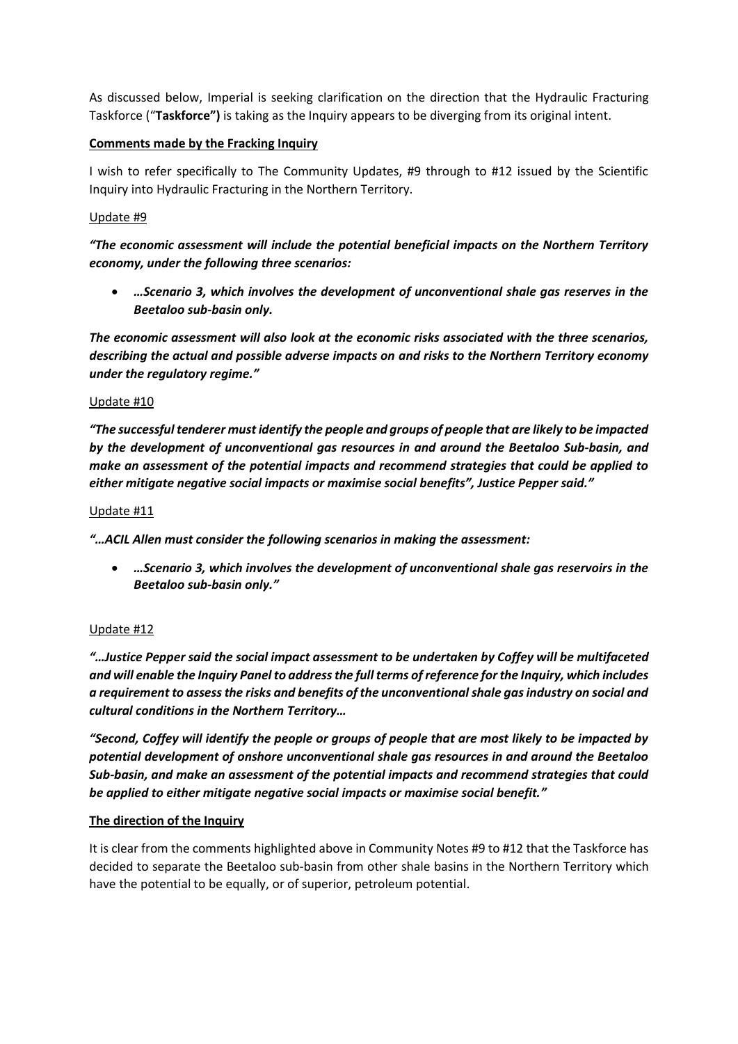As discussed below, Imperial is seeking clarification on the direction that the Hydraulic Fracturing Taskforce ("**Taskforce")** is taking as the Inquiry appears to be diverging from its original intent.

**Comments made by the Fracking Inquiry**

I wish to refer specifically to The Community Updates, #9 through to #12 issued by the Scientific Inquiry into Hydraulic Fracturing in the Northern Territory.

Update #9

***"The economic assessment will include the potential beneficial impacts on the Northern Territory economy, under the following three scenarios:***

- ***…Scenario 3, which involves the development of unconventional shale gas reserves in the Beetaloo sub-basin only.***

***The economic assessment will also look at the economic risks associated with the three scenarios, describing the actual and possible adverse impacts on and risks to the Northern Territory economy under the regulatory regime."***

Update #10

***"The successful tenderer must identify the people and groups of people that are likely to be impacted by the development of unconventional gas resources in and around the Beetaloo Sub-basin, and make an assessment of the potential impacts and recommend strategies that could be applied to either mitigate negative social impacts or maximise social benefits", Justice Pepper said."***

Update #11

***"…ACIL Allen must consider the following scenarios in making the assessment:***

- ***…Scenario 3, which involves the development of unconventional shale gas reservoirs in the Beetaloo sub-basin only."***

Update #12

***"…Justice Pepper said the social impact assessment to be undertaken by Coffey will be multifaceted and will enable the Inquiry Panel to address the full terms of reference for the Inquiry, which includes a requirement to assess the risks and benefits of the unconventional shale gas industry on social and cultural conditions in the Northern Territory…***

***"Second, Coffey will identify the people or groups of people that are most likely to be impacted by potential development of onshore unconventional shale gas resources in and around the Beetaloo Sub-basin, and make an assessment of the potential impacts and recommend strategies that could be applied to either mitigate negative social impacts or maximise social benefit."***

**The direction of the Inquiry**

It is clear from the comments highlighted above in Community Notes #9 to #12 that the Taskforce has decided to separate the Beetaloo sub-basin from other shale basins in the Northern Territory which have the potential to be equally, or of superior, petroleum potential.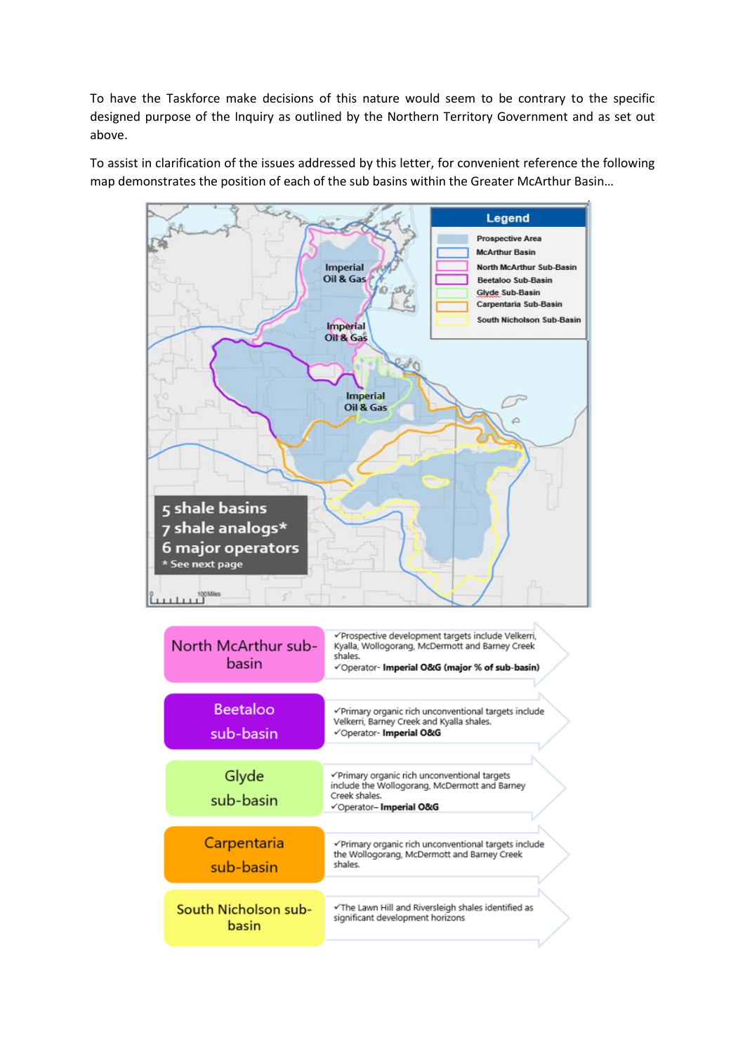To have the Taskforce make decisions of this nature would seem to be contrary to the specific designed purpose of the Inquiry as outlined by the Northern Territory Government and as set out above.

To assist in clarification of the issues addressed by this letter, for convenient reference the following map demonstrates the position of each of the sub basins within the Greater McArthur Basin…

**Legend**

- Prospective Area
- McArthur Basin
- North McArthur Sub-Basin
- Beetaloo Sub-Basin
- Glyde Sub-Basin
- Carpentaria Sub-Basin
- South Nicholson Sub-Basin

Imperial Oil & Gas

Imperial Oil & Gas

Imperial Oil & Gas

5 shale basins
7 shale analogs*
6 major operators
\* See next page

100Miles

| Sub-basin | Details |
| --- | --- |
| North McArthur sub-basin | ✓Prospective development targets include Velkerri, Kyalla, Wollogorang, McDermott and Barney Creek shales. ✓Operator- **Imperial O&G (major % of sub-basin)** |
| Beetaloo sub-basin | ✓Primary organic rich unconventional targets include Velkerri, Barney Creek and Kyalla shales. ✓Operator- **Imperial O&G** |
| Glyde sub-basin | ✓Primary organic rich unconventional targets include the Wollogorang, McDermott and Barney Creek shales. ✓Operator– **Imperial O&G** |
| Carpentaria sub-basin | ✓Primary organic rich unconventional targets include the Wollogorang, McDermott and Barney Creek shales. |
| South Nicholson sub-basin | ✓The Lawn Hill and Riversleigh shales identified as significant development horizons |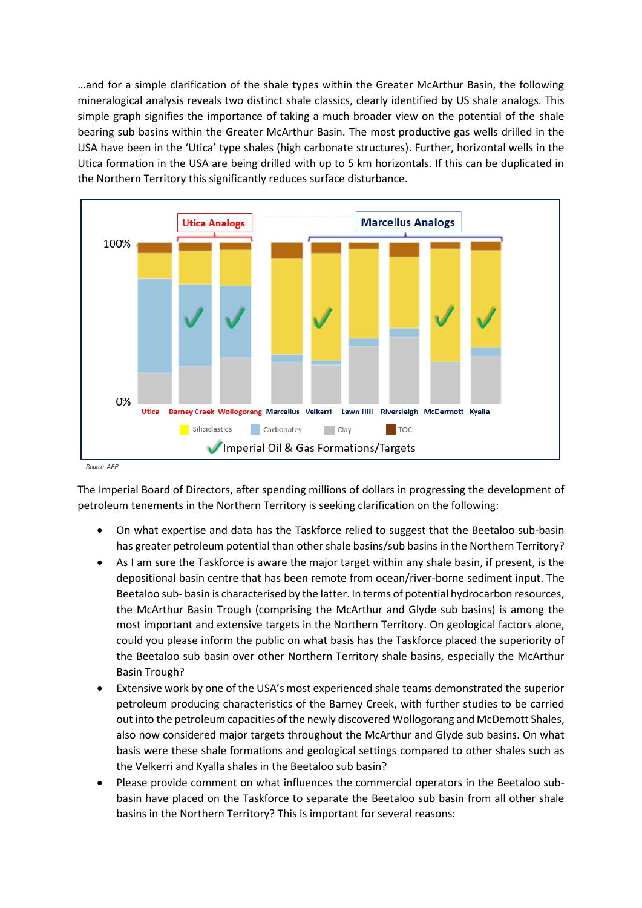…and for a simple clarification of the shale types within the Greater McArthur Basin, the following mineralogical analysis reveals two distinct shale classics, clearly identified by US shale analogs. This simple graph signifies the importance of taking a much broader view on the potential of the shale bearing sub basins within the Greater McArthur Basin. The most productive gas wells drilled in the USA have been in the 'Utica' type shales (high carbonate structures). Further, horizontal wells in the Utica formation in the USA are being drilled with up to 5 km horizontals. If this can be duplicated in the Northern Territory this significantly reduces surface disturbance.

Utica Analogs | Marcellus Analogs

100%

0%

Utica, Barney Creek, Wollogorang, Marcellus, Velkerri, Lawn Hill, Riversleigh, McDermott, Kyalla

Siliciclastics | Carbonates | Clay | TOC

✓ Imperial Oil & Gas Formations/Targets

Source: AEP

The Imperial Board of Directors, after spending millions of dollars in progressing the development of petroleum tenements in the Northern Territory is seeking clarification on the following:

- On what expertise and data has the Taskforce relied to suggest that the Beetaloo sub-basin has greater petroleum potential than other shale basins/sub basins in the Northern Territory?
- As I am sure the Taskforce is aware the major target within any shale basin, if present, is the depositional basin centre that has been remote from ocean/river-borne sediment input. The Beetaloo sub- basin is characterised by the latter. In terms of potential hydrocarbon resources, the McArthur Basin Trough (comprising the McArthur and Glyde sub basins) is among the most important and extensive targets in the Northern Territory. On geological factors alone, could you please inform the public on what basis has the Taskforce placed the superiority of the Beetaloo sub basin over other Northern Territory shale basins, especially the McArthur Basin Trough?
- Extensive work by one of the USA's most experienced shale teams demonstrated the superior petroleum producing characteristics of the Barney Creek, with further studies to be carried out into the petroleum capacities of the newly discovered Wollogorang and McDemott Shales, also now considered major targets throughout the McArthur and Glyde sub basins. On what basis were these shale formations and geological settings compared to other shales such as the Velkerri and Kyalla shales in the Beetaloo sub basin?
- Please provide comment on what influences the commercial operators in the Beetaloo sub-basin have placed on the Taskforce to separate the Beetaloo sub basin from all other shale basins in the Northern Territory? This is important for several reasons: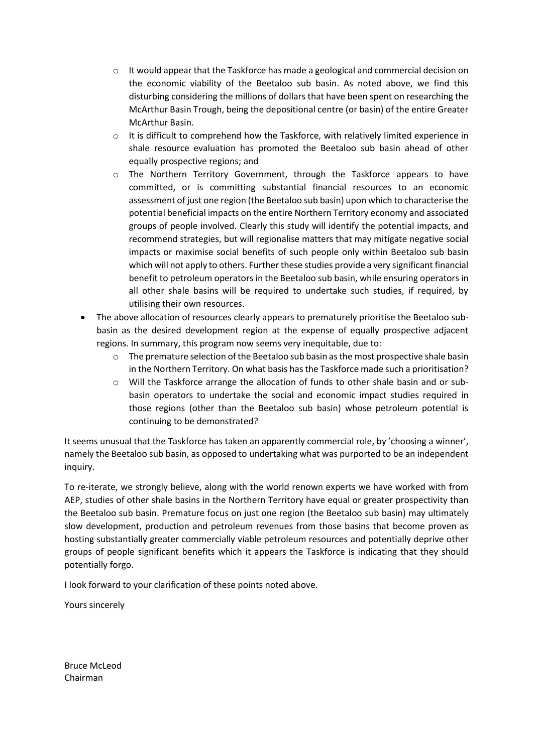- It would appear that the Taskforce has made a geological and commercial decision on the economic viability of the Beetaloo sub basin. As noted above, we find this disturbing considering the millions of dollars that have been spent on researching the McArthur Basin Trough, being the depositional centre (or basin) of the entire Greater McArthur Basin.
  - It is difficult to comprehend how the Taskforce, with relatively limited experience in shale resource evaluation has promoted the Beetaloo sub basin ahead of other equally prospective regions; and
  - The Northern Territory Government, through the Taskforce appears to have committed, or is committing substantial financial resources to an economic assessment of just one region (the Beetaloo sub basin) upon which to characterise the potential beneficial impacts on the entire Northern Territory economy and associated groups of people involved. Clearly this study will identify the potential impacts, and recommend strategies, but will regionalise matters that may mitigate negative social impacts or maximise social benefits of such people only within Beetaloo sub basin which will not apply to others. Further these studies provide a very significant financial benefit to petroleum operators in the Beetaloo sub basin, while ensuring operators in all other shale basins will be required to undertake such studies, if required, by utilising their own resources.
- The above allocation of resources clearly appears to prematurely prioritise the Beetaloo sub-basin as the desired development region at the expense of equally prospective adjacent regions. In summary, this program now seems very inequitable, due to:
  - The premature selection of the Beetaloo sub basin as the most prospective shale basin in the Northern Territory. On what basis has the Taskforce made such a prioritisation?
  - Will the Taskforce arrange the allocation of funds to other shale basin and or sub-basin operators to undertake the social and economic impact studies required in those regions (other than the Beetaloo sub basin) whose petroleum potential is continuing to be demonstrated?

It seems unusual that the Taskforce has taken an apparently commercial role, by 'choosing a winner', namely the Beetaloo sub basin, as opposed to undertaking what was purported to be an independent inquiry.

To re-iterate, we strongly believe, along with the world renown experts we have worked with from AEP, studies of other shale basins in the Northern Territory have equal or greater prospectivity than the Beetaloo sub basin. Premature focus on just one region (the Beetaloo sub basin) may ultimately slow development, production and petroleum revenues from those basins that become proven as hosting substantially greater commercially viable petroleum resources and potentially deprive other groups of people significant benefits which it appears the Taskforce is indicating that they should potentially forgo.

I look forward to your clarification of these points noted above.

Yours sincerely

Bruce McLeod
Chairman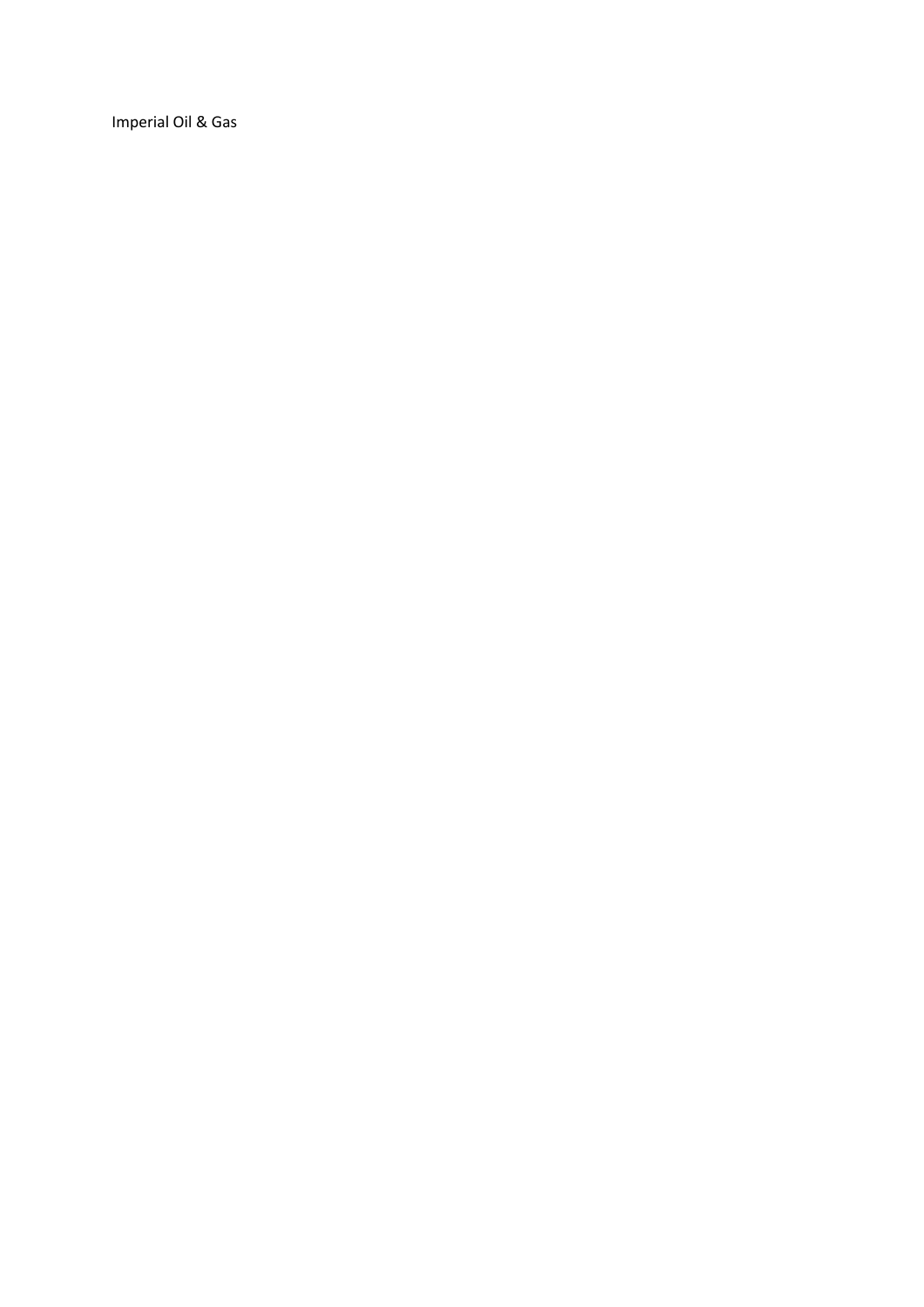Imperial Oil & Gas